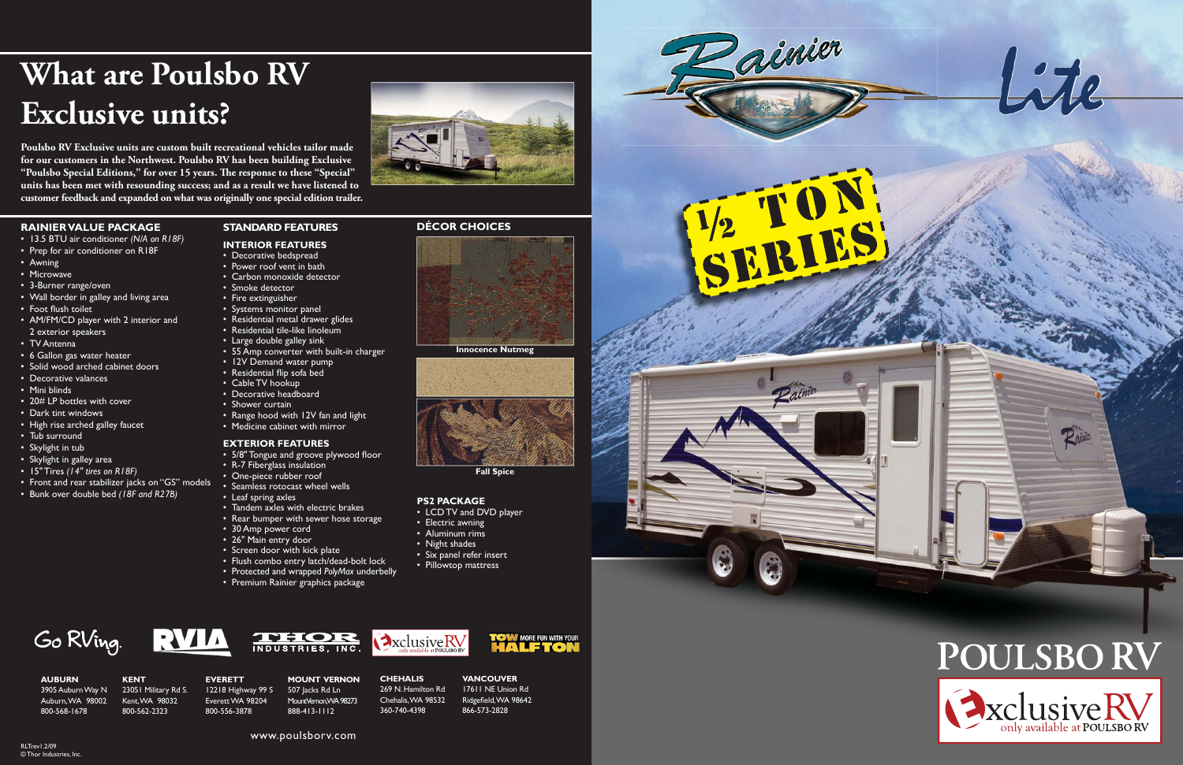# What are Poulsbo RV Exclusive units?

**Poulsbo RV Exclusive units are custom built recreational vehicles tailor made for our customers in the Northwest. Poulsbo RV has been building Exclusive "Poulsbo Special Editions," for over 15 years. The response to these "Special" units has been met with resounding success; and as a result we have listened to customer feedback and expanded on what was originally one special edition trailer.**

## RAINIER VALUE PACKAGE

- 13.5 BTU air conditioner *(N/A on R18F)*
- Prep for air conditioner on R18F
- Awning
- Microwave
- 3-Burner range/oven
- Wall border in galley and living area
- AM/FM/CD player with 2 interior and 2 exterior speakers
- Foot flush toilet
- TV Antenna
- 6 Gallon gas water heater
- Solid wood arched cabinet doors
- Decorative valances
- Mini blinds
- 20# LP bottles with cover
- Dark tint windows
- High rise arched galley faucet
- Tub surround
- Skylight in tub
- Skylight in galley area
- 15" Tires *(14" tires on R18F)*
- Front and rear stabilizer jacks on "GS" models
- Bunk over double bed *(18F and R27B)*

## STANDARD FEATURES

### INTERIOR FEATURES

- Decorative bedspread
- Power roof vent in bath
- Carbon monoxide detector
- Smoke detector
- Fire extinguisher
- Systems monitor panel
- Residential metal drawer glides
- Residential tile-like linoleum
- Large double galley sink
- 55 Amp converter with built-in charger
- 12V Demand water pump
- Residential flip sofa bed
- Cable TV hookup
- Decorative headboard
- Shower curtain
- Range hood with 12V fan and light
- Medicine cabinet with mirror

### EXTERIOR FEATURES

- 5/8" Tongue and groove plywood floor
- R-7 Fiberglass insulation
- One-piece rubber roof
- Seamless rotocast wheel wells
- Leaf spring axles
- Tandem axles with electric brakes
- Rear bumper with sewer hose storage
- 30 Amp power cord
- 26" Main entry door
- Screen door with kick plate
- Flush combo entry latch/dead-bolt lock
- Protected and wrapped *PolyMax* underbelly
- Premium Rainier graphics package

## DÉCOR CHOICES

**Innocence Nutmeg**

**Fall Spice**

## PS2 PACKAGE

- LCD TV and DVD player
- Electric awning
- Aluminum rims
- Night shades
- Six panel refer insert
- Pillowtop mattress

Go RVing. RVIA THOR INDUSTRIES, INC. ExclusiveRV only available at POULSBO RV TOW MORE FUN WITH YOUR HALFTON

**AUBURN**
3905 Auburn Way N
Auburn, WA 98002
800-568-1678

**KENT**
23051 Military Rd S.
Kent, WA 98032
800-562-2323

**EVERETT**
12218 Highway 99 S
Everett WA 98204
800-556-3878

**MOUNT VERNON**
507 Jacks Rd Ln
Mount Vernon, WA 98273
888-413-1112

**CHEHALIS**
269 N. Hamilton Rd
Chehalis, WA 98532
360-740-4398

**VANCOUVER**
17611 NE Union Rd
Ridgefield, WA 98642
866-573-2828

www.poulsborv.com

RLTrev1.2/09
© Thor Industries, Inc.

# Rainier Lite

## ½ TON SERIES

# POULSBO RV

ExclusiveRV only available at POULSBO RV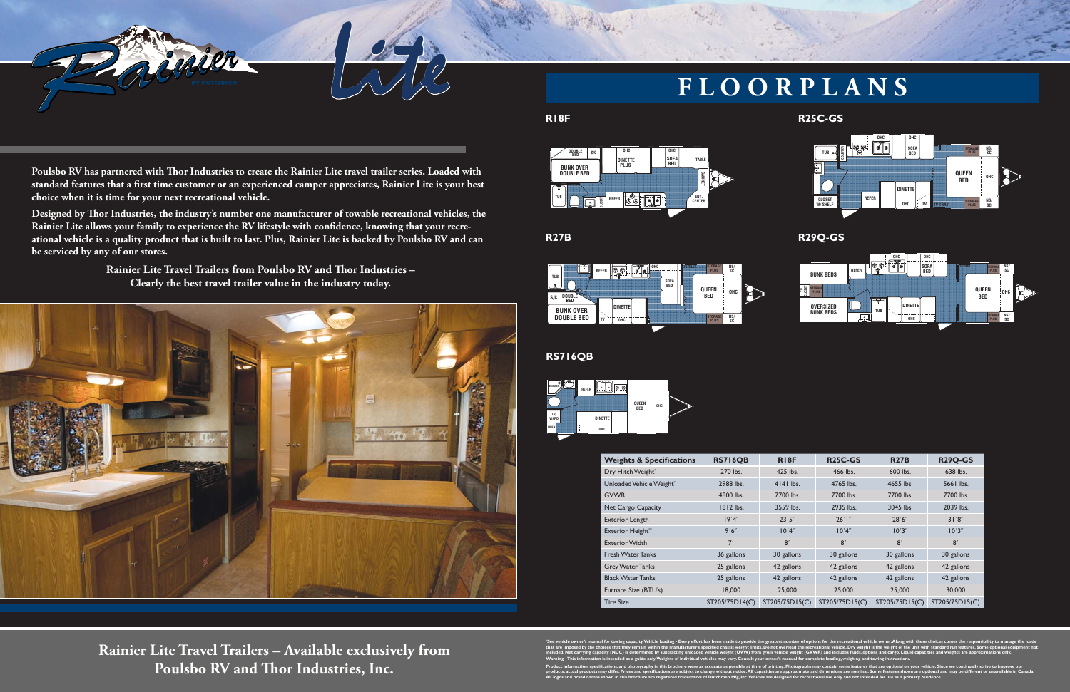# Rainier Lite

Poulsbo RV has partnered with Thor Industries to create the Rainier Lite travel trailer series. Loaded with standard features that a first time customer or an experienced camper appreciates, Rainier Lite is your best choice when it is time for your next recreational vehicle.

Designed by Thor Industries, the industry's number one manufacturer of towable recreational vehicles, the Rainier Lite allows your family to experience the RV lifestyle with confidence, knowing that your recreational vehicle is a quality product that is built to last. Plus, Rainier Lite is backed by Poulsbo RV and can be serviced by any of our stores.

**Rainier Lite Travel Trailers from Poulsbo RV and Thor Industries – Clearly the best travel trailer value in the industry today.**

# FLOORPLANS

**R18F**

DOUBLE BED, S/C, OHC, DINETTE PLUS, OHC, SOFA BED, TABLE, CABINET, BUNK OVER DOUBLE BED, TUB, REFER, CLOSET, ENT. CENTER

**R25C-GS**

OHC, OHC, TUB, COUNTER, SOFA BED, STORAGE PLUS, NS/SC, QUEEN BED, OHC, DINETTE, CLOSET W/ SHELF, REFER, OHC, TV, TV TRAY, STORAGE PLUS, NS/SC

**R27B**

TUB, REFER, OHC, STORAGE PLUS, NS/SC, SOFA BED, QUEEN BED, OHC, S/C, DOUBLE BED, BUNK OVER DOUBLE BED, DINETTE, TV, OHC, STORAGE PLUS, NS/SC

**R29Q-GS**

OHC, OHC, BUNK BEDS, REFER, SOFA BED, STORAGE PLUS, NS/SC, CLOSET, STORAGE PLUS, QUEEN BED, OHC, OVERSIZED BUNK BEDS, TUB, DINETTE, OHC, STORAGE PLUS, NS/SC

**RS716QB**

SHOWER, REFER, QUEEN BED, OHC, TV/VIDEO, LINEN, DINETTE, OHC

| Weights & Specifications | RS716QB | R18F | R25C-GS | R27B | R29Q-GS |
|---|---|---|---|---|---|
| Dry Hitch Weight* | 270 lbs. | 425 lbs. | 466 lbs. | 600 lbs. | 638 lbs. |
| Unloaded Vehicle Weight* | 2988 lbs. | 4141 lbs. | 4765 lbs. | 4655 lbs. | 5661 lbs. |
| GVWR | 4800 lbs. | 7700 lbs. | 7700 lbs. | 7700 lbs. | 7700 lbs. |
| Net Cargo Capacity | 1812 lbs. | 3559 lbs. | 2935 lbs. | 3045 lbs. | 2039 lbs. |
| Exterior Length | 19'4" | 23'5" | 26'1" | 28'6" | 31'8" |
| Exterior Height** | 9'6" | 10'4" | 10'4" | 10'3" | 10'3" |
| Exterior Width | 7' | 8' | 8' | 8' | 8' |
| Fresh Water Tanks | 36 gallons | 30 gallons | 30 gallons | 30 gallons | 30 gallons |
| Grey Water Tanks | 25 gallons | 42 gallons | 42 gallons | 42 gallons | 42 gallons |
| Black Water Tanks | 25 gallons | 42 gallons | 42 gallons | 42 gallons | 42 gallons |
| Furnace Size (BTU's) | 18,000 | 25,000 | 25,000 | 25,000 | 30,000 |
| Tire Size | ST205/75D14(C) | ST205/75D15(C) | ST205/75D15(C) | ST205/75D15(C) | ST205/75D15(C) |

**Rainier Lite Travel Trailers – Available exclusively from Poulsbo RV and Thor Industries, Inc.**

*See vehicle owner's manual for towing capacity. Vehicle loading - Every effort has been made to provide the greatest number of options for the recreational vehicle owner. Along with these choices comes the responsibility to manage the loads that are imposed by the choices that they remain within the manufacturer's specified chassis weight limits. Do not overload the recreational vehicle. Dry weight is the weight of the unit with standard run features. Some optional equipment not included. Net carrying capacity (NCC) is determined by subtracting unloaded vehicle weight (UVW) from gross vehicle weight (GVWR) and includes fluids, options and cargo. Liquid capacities and weights are approximations only.

Warning - This information is intended as a guide only. Weights of individual vehicles may vary. Consult your owner's manual for complete loading, weighing and towing instructions.

Product information, specifications, and photography in this brochure were as accurate as possible at time of printing. Photographs may contain some features that are optional on your vehicle. Since we continually strive to improve our products, actual products may differ. Prices and specifications are subject to change without notice. All capacities are approximate and dimensions are nominal. Some features shown are optional and may be different or unavailable in Canada. All logos and brand names shown in this brochure are registered trademarks of Dutchmen Mfg, Inc. Vehicles are designed for recreational use only and not intended for use as a primary residence.